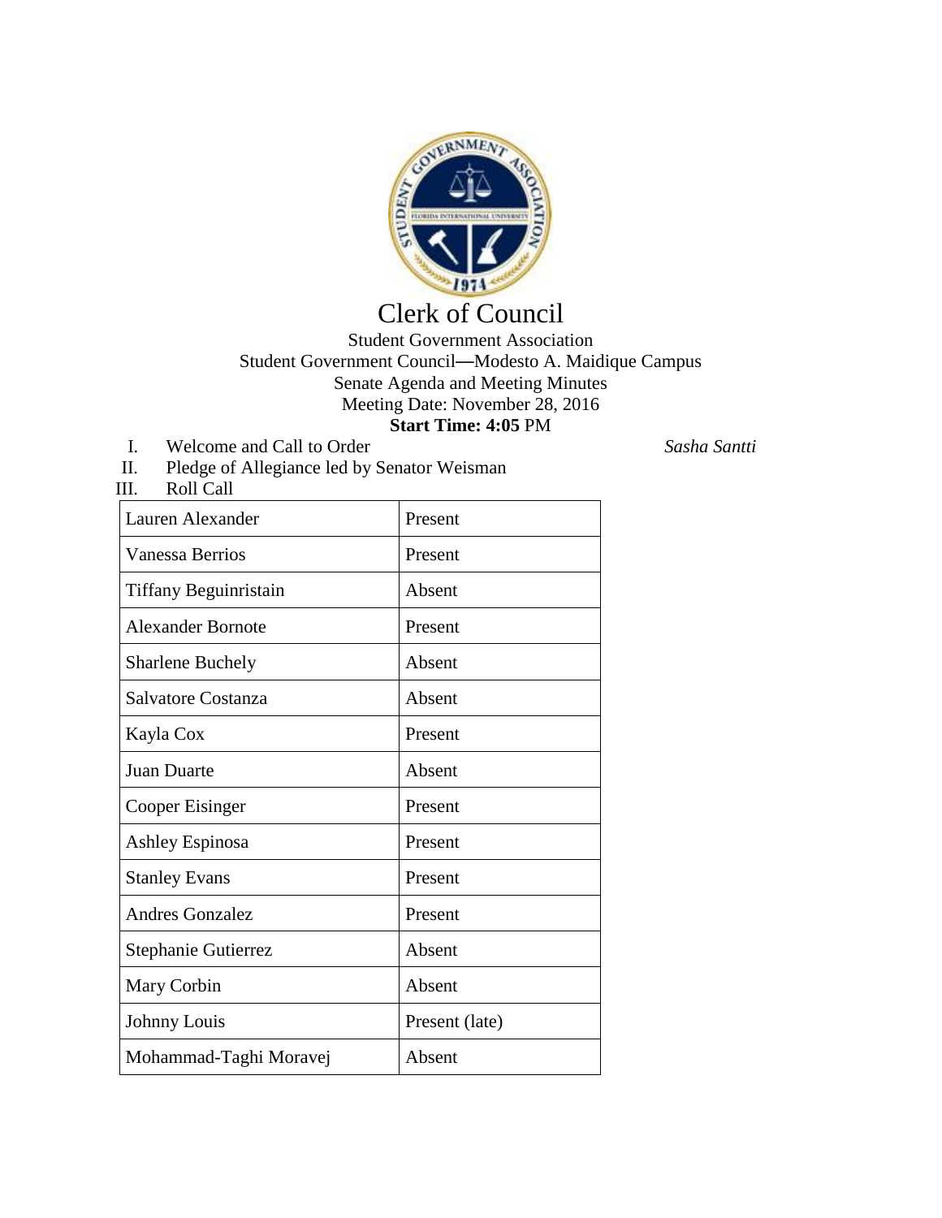# Clerk of Council

Student Government Association
Student Government Council—Modesto A. Maidique Campus
Senate Agenda and Meeting Minutes
Meeting Date: November 28, 2016
**Start Time: 4:05** PM

I. Welcome and Call to Order *Sasha Santti*

II. Pledge of Allegiance led by Senator Weisman

III. Roll Call

| | |
|---|---|
| Lauren Alexander | Present |
| Vanessa Berrios | Present |
| Tiffany Beguinristain | Absent |
| Alexander Bornote | Present |
| Sharlene Buchely | Absent |
| Salvatore Costanza | Absent |
| Kayla Cox | Present |
| Juan Duarte | Absent |
| Cooper Eisinger | Present |
| Ashley Espinosa | Present |
| Stanley Evans | Present |
| Andres Gonzalez | Present |
| Stephanie Gutierrez | Absent |
| Mary Corbin | Absent |
| Johnny Louis | Present (late) |
| Mohammad-Taghi Moravej | Absent |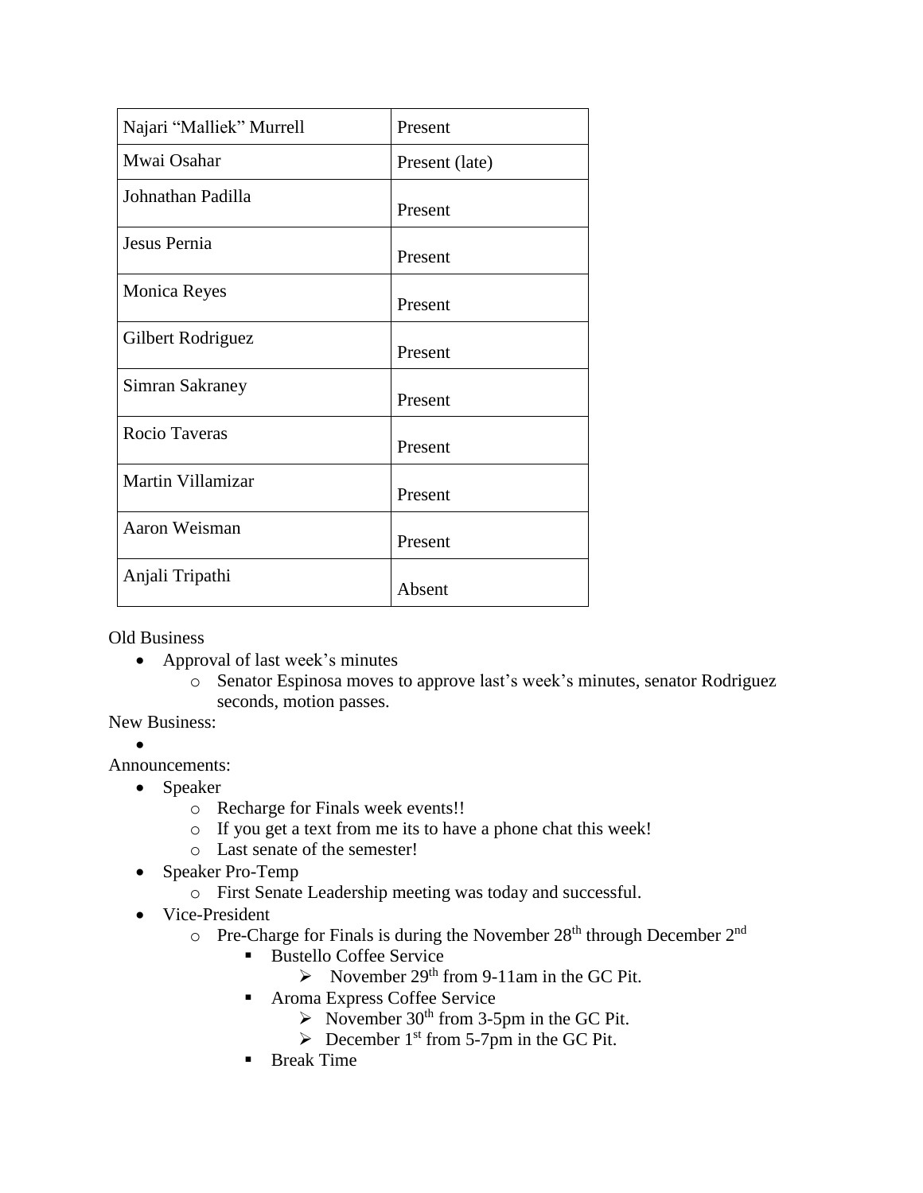| | |
|---|---|
| Najari “Malliek” Murrell | Present |
| Mwai Osahar | Present (late) |
| Johnathan Padilla | Present |
| Jesus Pernia | Present |
| Monica Reyes | Present |
| Gilbert Rodriguez | Present |
| Simran Sakraney | Present |
| Rocio Taveras | Present |
| Martin Villamizar | Present |
| Aaron Weisman | Present |
| Anjali Tripathi | Absent |

Old Business

- Approval of last week’s minutes
  - Senator Espinosa moves to approve last’s week’s minutes, senator Rodriguez seconds, motion passes.

New Business:

-

Announcements:

- Speaker
  - Recharge for Finals week events!!
  - If you get a text from me its to have a phone chat this week!
  - Last senate of the semester!
- Speaker Pro-Temp
  - First Senate Leadership meeting was today and successful.
- Vice-President
  - Pre-Charge for Finals is during the November 28th through December 2nd
    - Bustello Coffee Service
      - November 29th from 9-11am in the GC Pit.
    - Aroma Express Coffee Service
      - November 30th from 3-5pm in the GC Pit.
      - December 1st from 5-7pm in the GC Pit.
    - Break Time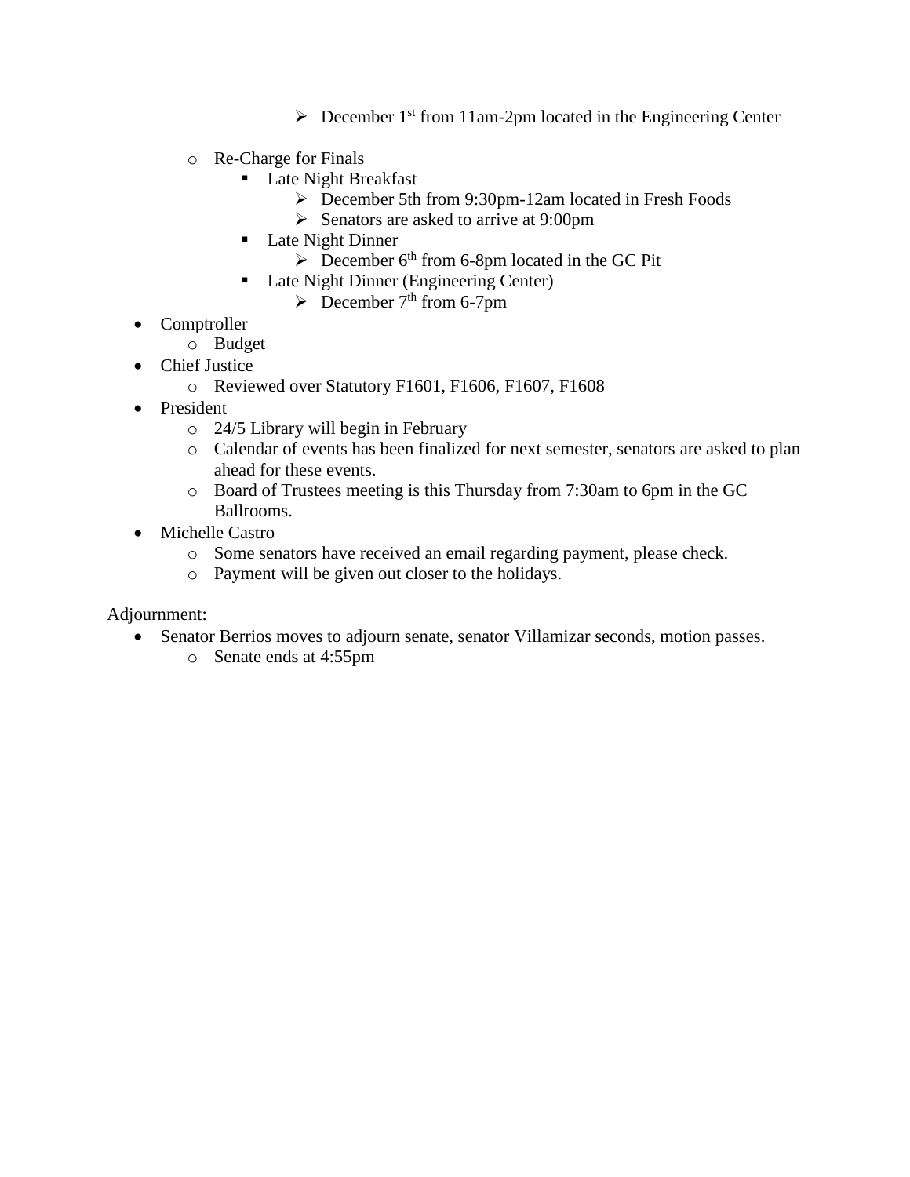- December 1st from 11am-2pm located in the Engineering Center

    - Re-Charge for Finals
        - Late Night Breakfast
            - December 5th from 9:30pm-12am located in Fresh Foods
            - Senators are asked to arrive at 9:00pm
        - Late Night Dinner
            - December 6th from 6-8pm located in the GC Pit
        - Late Night Dinner (Engineering Center)
            - December 7th from 6-7pm
- Comptroller
    - Budget
- Chief Justice
    - Reviewed over Statutory F1601, F1606, F1607, F1608
- President
    - 24/5 Library will begin in February
    - Calendar of events has been finalized for next semester, senators are asked to plan ahead for these events.
    - Board of Trustees meeting is this Thursday from 7:30am to 6pm in the GC Ballrooms.
- Michelle Castro
    - Some senators have received an email regarding payment, please check.
    - Payment will be given out closer to the holidays.

Adjournment:

- Senator Berrios moves to adjourn senate, senator Villamizar seconds, motion passes.
    - Senate ends at 4:55pm